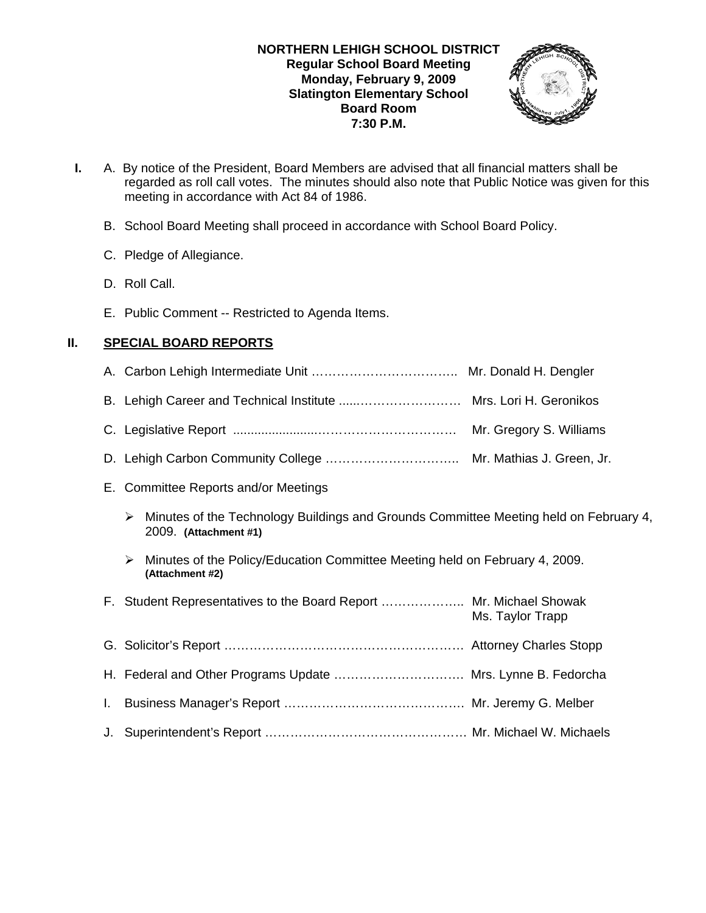**NORTHERN LEHIGH SCHOOL DISTRICT**
**Regular School Board Meeting**
**Monday, February 9, 2009**
**Slatington Elementary School**
**Board Room**
**7:30 P.M.**

**I.** A. By notice of the President, Board Members are advised that all financial matters shall be regarded as roll call votes. The minutes should also note that Public Notice was given for this meeting in accordance with Act 84 of 1986.

B. School Board Meeting shall proceed in accordance with School Board Policy.

C. Pledge of Allegiance.

D. Roll Call.

E. Public Comment -- Restricted to Agenda Items.

## II. SPECIAL BOARD REPORTS

A. Carbon Lehigh Intermediate Unit …………………………….. Mr. Donald H. Dengler

B. Lehigh Career and Technical Institute .....…………………… Mrs. Lori H. Geronikos

C. Legislative Report ......................…………………………… Mr. Gregory S. Williams

D. Lehigh Carbon Community College ………………………….. Mr. Mathias J. Green, Jr.

E. Committee Reports and/or Meetings

- Minutes of the Technology Buildings and Grounds Committee Meeting held on February 4, 2009. **(Attachment #1)**
- Minutes of the Policy/Education Committee Meeting held on February 4, 2009. **(Attachment #2)**

F. Student Representatives to the Board Report ……………….. Mr. Michael Showak
Ms. Taylor Trapp

G. Solicitor's Report ………………………………………………… Attorney Charles Stopp

H. Federal and Other Programs Update …………………………. Mrs. Lynne B. Fedorcha

I. Business Manager's Report ……………………………………. Mr. Jeremy G. Melber

J. Superintendent's Report …………………………………………. Mr. Michael W. Michaels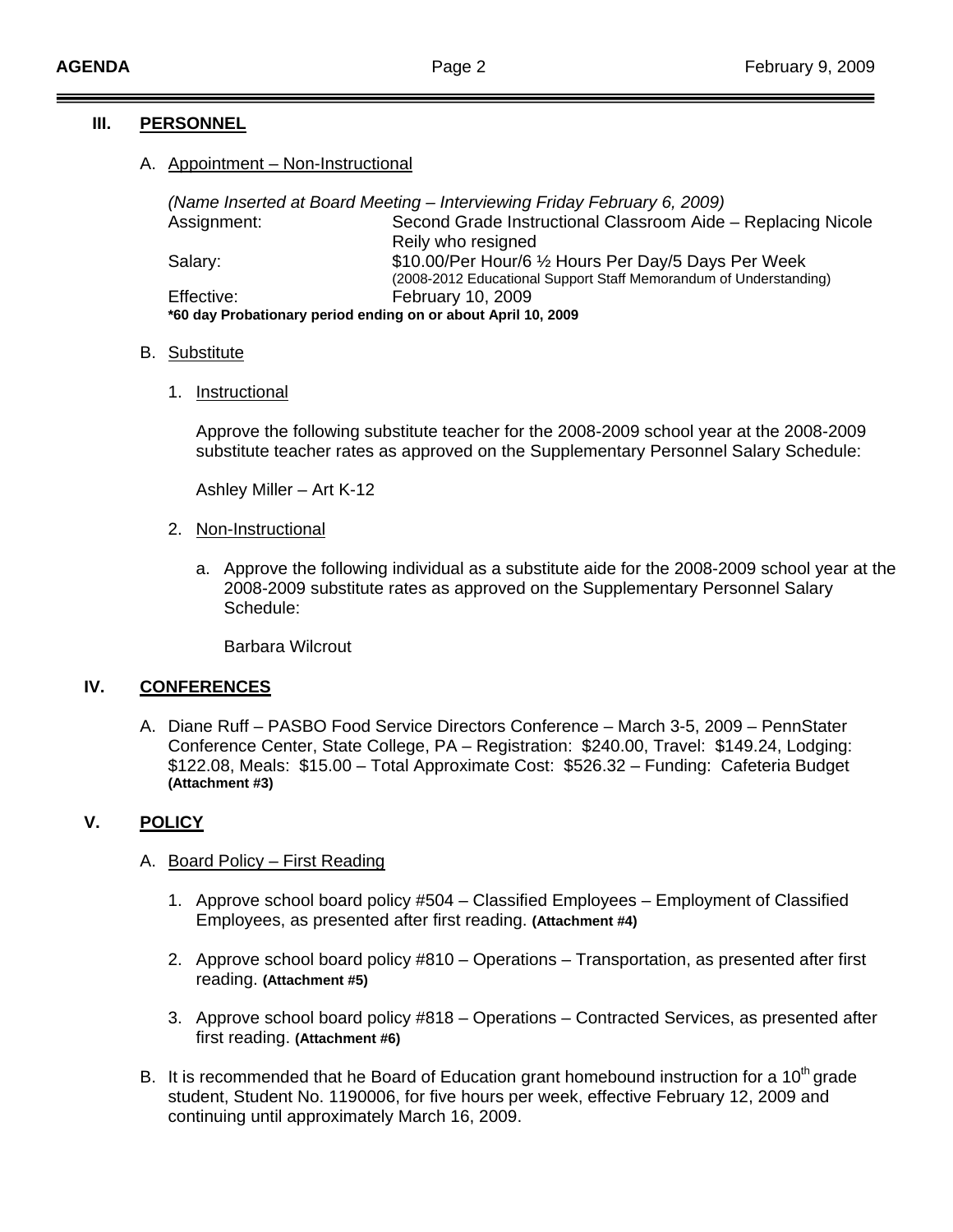## III. PERSONNEL

A. Appointment – Non-Instructional

*(Name Inserted at Board Meeting – Interviewing Friday February 6, 2009)*

Assignment: Second Grade Instructional Classroom Aide – Replacing Nicole Reily who resigned

Salary: $10.00/Per Hour/6 ½ Hours Per Day/5 Days Per Week (2008-2012 Educational Support Staff Memorandum of Understanding)

Effective: February 10, 2009

**\*60 day Probationary period ending on or about April 10, 2009**

B. Substitute

1. Instructional

   Approve the following substitute teacher for the 2008-2009 school year at the 2008-2009 substitute teacher rates as approved on the Supplementary Personnel Salary Schedule:

   Ashley Miller – Art K-12

2. Non-Instructional

   a. Approve the following individual as a substitute aide for the 2008-2009 school year at the 2008-2009 substitute rates as approved on the Supplementary Personnel Salary Schedule:

      Barbara Wilcrout

## IV. CONFERENCES

A. Diane Ruff – PASBO Food Service Directors Conference – March 3-5, 2009 – PennStater Conference Center, State College, PA – Registration: $240.00, Travel: $149.24, Lodging: $122.08, Meals: $15.00 – Total Approximate Cost: $526.32 – Funding: Cafeteria Budget **(Attachment #3)**

## V. POLICY

A. Board Policy – First Reading

1. Approve school board policy #504 – Classified Employees – Employment of Classified Employees, as presented after first reading. **(Attachment #4)**

2. Approve school board policy #810 – Operations – Transportation, as presented after first reading. **(Attachment #5)**

3. Approve school board policy #818 – Operations – Contracted Services, as presented after first reading. **(Attachment #6)**

B. It is recommended that he Board of Education grant homebound instruction for a 10th grade student, Student No. 1190006, for five hours per week, effective February 12, 2009 and continuing until approximately March 16, 2009.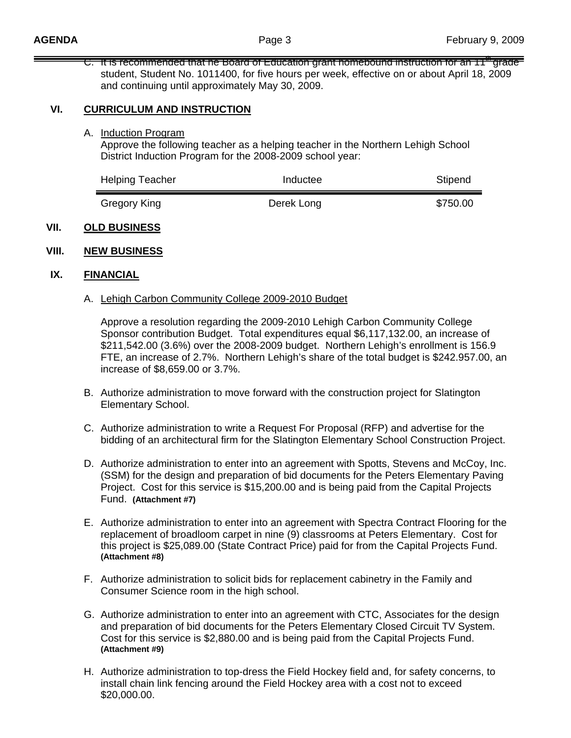C. It is recommended that he Board of Education grant homebound instruction for an 11th grade student, Student No. 1011400, for five hours per week, effective on or about April 18, 2009 and continuing until approximately May 30, 2009.

## VI. CURRICULUM AND INSTRUCTION

A. Induction Program
Approve the following teacher as a helping teacher in the Northern Lehigh School District Induction Program for the 2008-2009 school year:

| Helping Teacher | Inductee | Stipend |
|---|---|---|
| Gregory King | Derek Long | $750.00 |

## VII. OLD BUSINESS

## VIII. NEW BUSINESS

## IX. FINANCIAL

A. Lehigh Carbon Community College 2009-2010 Budget

Approve a resolution regarding the 2009-2010 Lehigh Carbon Community College Sponsor contribution Budget. Total expenditures equal $6,117,132.00, an increase of $211,542.00 (3.6%) over the 2008-2009 budget. Northern Lehigh's enrollment is 156.9 FTE, an increase of 2.7%. Northern Lehigh's share of the total budget is $242.957.00, an increase of $8,659.00 or 3.7%.

B. Authorize administration to move forward with the construction project for Slatington Elementary School.

C. Authorize administration to write a Request For Proposal (RFP) and advertise for the bidding of an architectural firm for the Slatington Elementary School Construction Project.

D. Authorize administration to enter into an agreement with Spotts, Stevens and McCoy, Inc. (SSM) for the design and preparation of bid documents for the Peters Elementary Paving Project. Cost for this service is $15,200.00 and is being paid from the Capital Projects Fund. **(Attachment #7)**

E. Authorize administration to enter into an agreement with Spectra Contract Flooring for the replacement of broadloom carpet in nine (9) classrooms at Peters Elementary. Cost for this project is $25,089.00 (State Contract Price) paid for from the Capital Projects Fund. **(Attachment #8)**

F. Authorize administration to solicit bids for replacement cabinetry in the Family and Consumer Science room in the high school.

G. Authorize administration to enter into an agreement with CTC, Associates for the design and preparation of bid documents for the Peters Elementary Closed Circuit TV System. Cost for this service is $2,880.00 and is being paid from the Capital Projects Fund. **(Attachment #9)**

H. Authorize administration to top-dress the Field Hockey field and, for safety concerns, to install chain link fencing around the Field Hockey area with a cost not to exceed $20,000.00.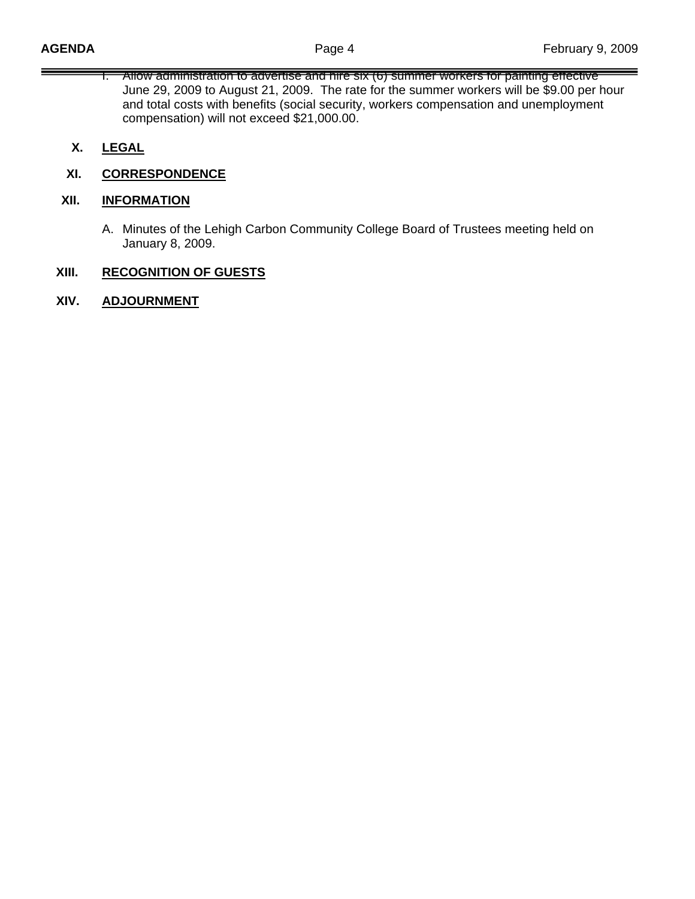I. Allow administration to advertise and hire six (6) summer workers for painting effective June 29, 2009 to August 21, 2009. The rate for the summer workers will be $9.00 per hour and total costs with benefits (social security, workers compensation and unemployment compensation) will not exceed $21,000.00.

**X. LEGAL**

**XI. CORRESPONDENCE**

**XII. INFORMATION**

A. Minutes of the Lehigh Carbon Community College Board of Trustees meeting held on January 8, 2009.

**XIII. RECOGNITION OF GUESTS**

**XIV. ADJOURNMENT**